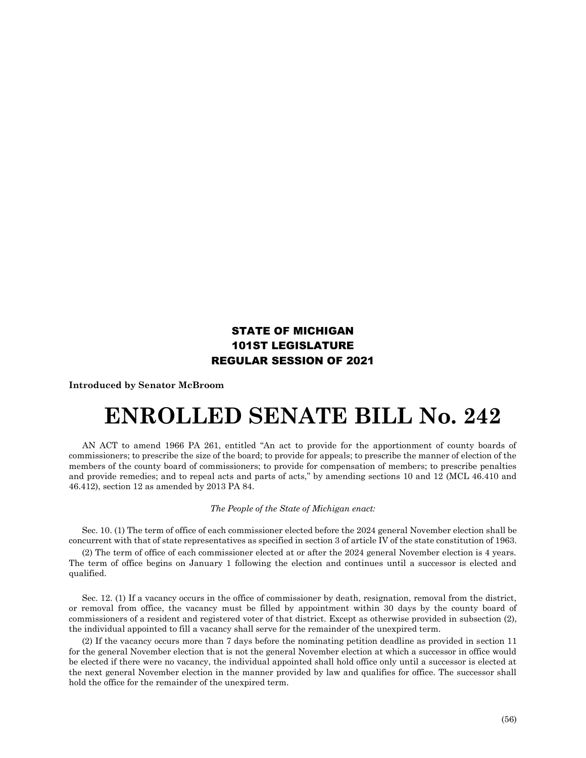**STATE OF MICHIGAN**
**101ST LEGISLATURE**
**REGULAR SESSION OF 2021**

**Introduced by Senator McBroom**

# ENROLLED SENATE BILL No. 242

AN ACT to amend 1966 PA 261, entitled "An act to provide for the apportionment of county boards of commissioners; to prescribe the size of the board; to provide for appeals; to prescribe the manner of election of the members of the county board of commissioners; to provide for compensation of members; to prescribe penalties and provide remedies; and to repeal acts and parts of acts," by amending sections 10 and 12 (MCL 46.410 and 46.412), section 12 as amended by 2013 PA 84.

*The People of the State of Michigan enact:*

Sec. 10. (1) The term of office of each commissioner elected before the 2024 general November election shall be concurrent with that of state representatives as specified in section 3 of article IV of the state constitution of 1963.

(2) The term of office of each commissioner elected at or after the 2024 general November election is 4 years. The term of office begins on January 1 following the election and continues until a successor is elected and qualified.

Sec. 12. (1) If a vacancy occurs in the office of commissioner by death, resignation, removal from the district, or removal from office, the vacancy must be filled by appointment within 30 days by the county board of commissioners of a resident and registered voter of that district. Except as otherwise provided in subsection (2), the individual appointed to fill a vacancy shall serve for the remainder of the unexpired term.

(2) If the vacancy occurs more than 7 days before the nominating petition deadline as provided in section 11 for the general November election that is not the general November election at which a successor in office would be elected if there were no vacancy, the individual appointed shall hold office only until a successor is elected at the next general November election in the manner provided by law and qualifies for office. The successor shall hold the office for the remainder of the unexpired term.

(56)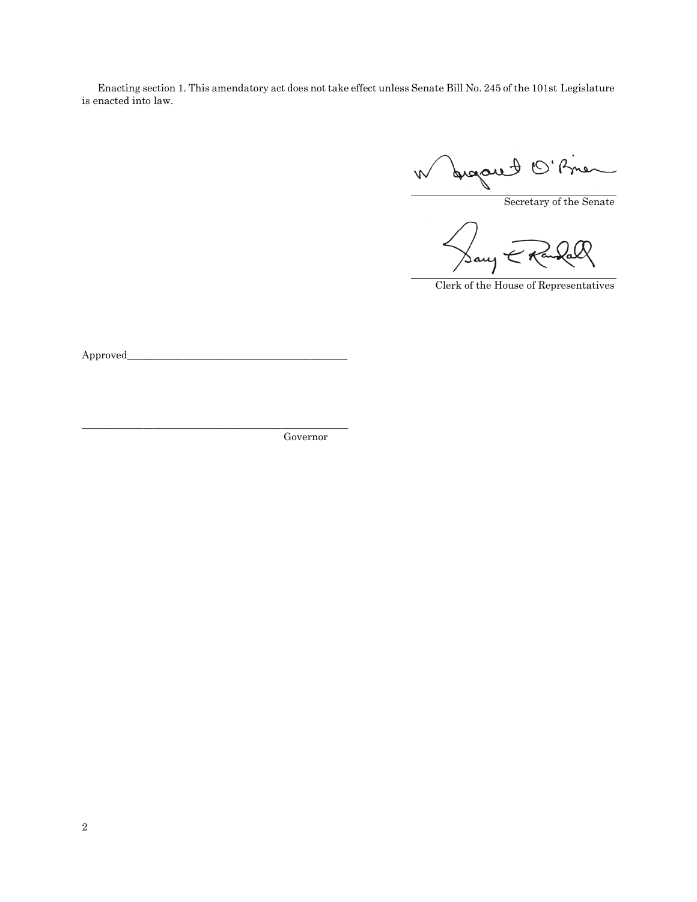Enacting section 1. This amendatory act does not take effect unless Senate Bill No. 245 of the 101st Legislature is enacted into law.

Margaret O'Brien

Secretary of the Senate

Gary E Randall

Clerk of the House of Representatives

Approved\_\_\_\_\_\_\_\_\_\_\_\_\_\_\_\_\_\_\_\_\_\_\_\_\_\_\_\_\_\_\_\_\_\_\_\_\_\_\_\_

\_\_\_\_\_\_\_\_\_\_\_\_\_\_\_\_\_\_\_\_\_\_\_\_\_\_\_\_\_\_\_\_\_\_\_\_\_\_\_\_\_\_\_\_\_\_\_\_

Governor